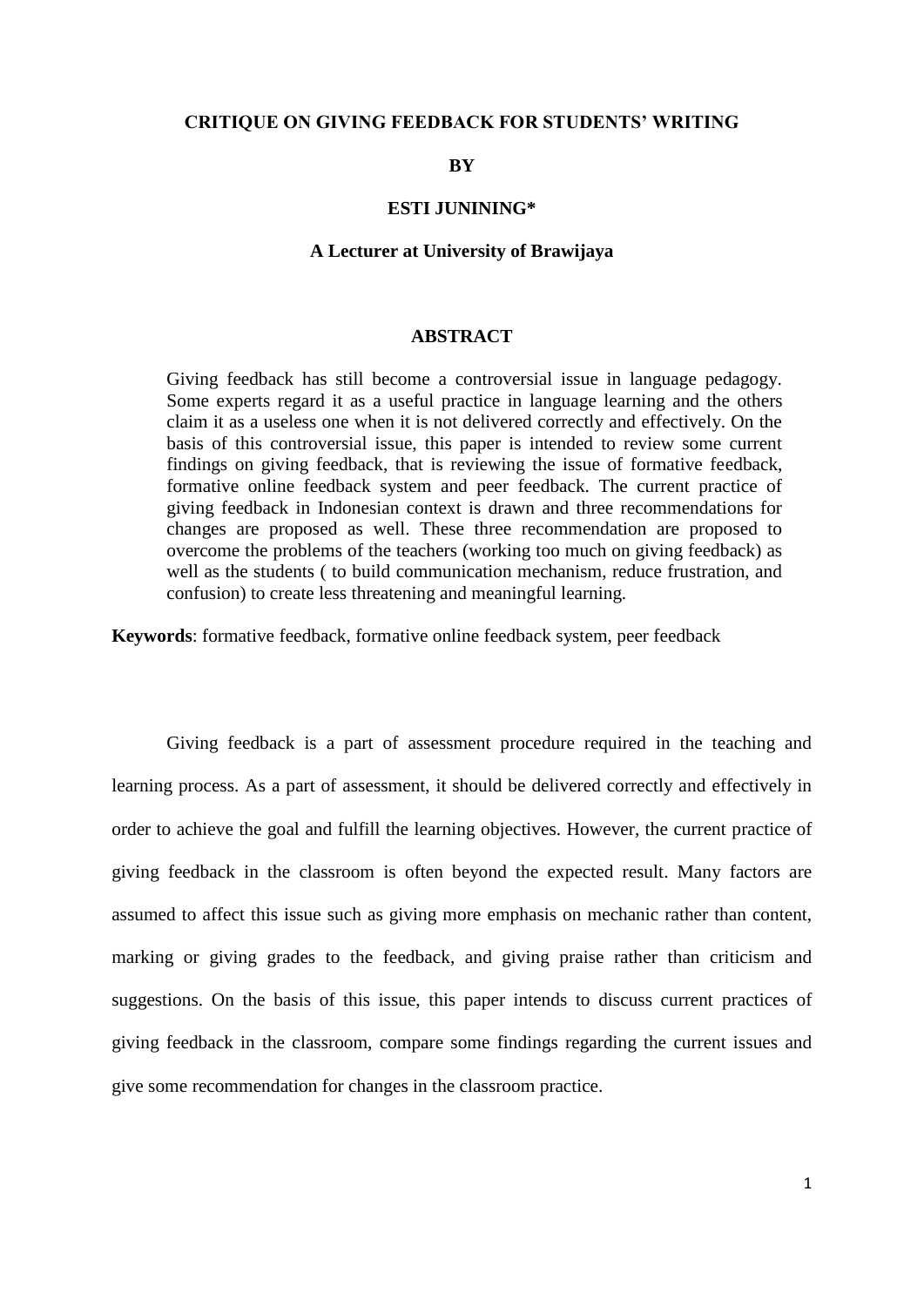# CRITIQUE ON GIVING FEEDBACK FOR STUDENTS' WRITING

**BY**

**ESTI JUNINING***

**A Lecturer at University of Brawijaya**

## ABSTRACT

Giving feedback has still become a controversial issue in language pedagogy. Some experts regard it as a useful practice in language learning and the others claim it as a useless one when it is not delivered correctly and effectively. On the basis of this controversial issue, this paper is intended to review some current findings on giving feedback, that is reviewing the issue of formative feedback, formative online feedback system and peer feedback. The current practice of giving feedback in Indonesian context is drawn and three recommendations for changes are proposed as well. These three recommendation are proposed to overcome the problems of the teachers (working too much on giving feedback) as well as the students ( to build communication mechanism, reduce frustration, and confusion) to create less threatening and meaningful learning.

**Keywords**: formative feedback, formative online feedback system, peer feedback

Giving feedback is a part of assessment procedure required in the teaching and learning process. As a part of assessment, it should be delivered correctly and effectively in order to achieve the goal and fulfill the learning objectives. However, the current practice of giving feedback in the classroom is often beyond the expected result. Many factors are assumed to affect this issue such as giving more emphasis on mechanic rather than content, marking or giving grades to the feedback, and giving praise rather than criticism and suggestions. On the basis of this issue, this paper intends to discuss current practices of giving feedback in the classroom, compare some findings regarding the current issues and give some recommendation for changes in the classroom practice.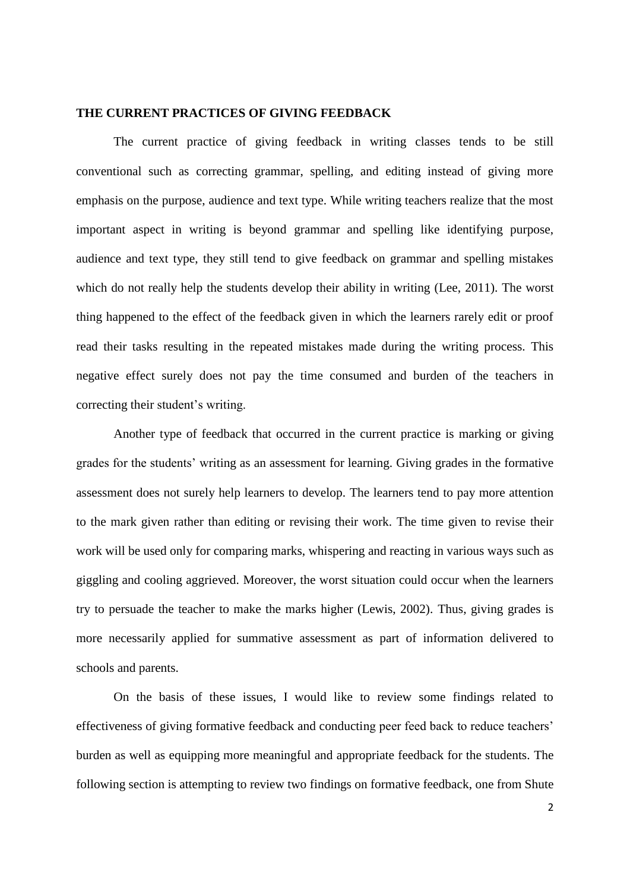**THE CURRENT PRACTICES OF GIVING FEEDBACK**

The current practice of giving feedback in writing classes tends to be still conventional such as correcting grammar, spelling, and editing instead of giving more emphasis on the purpose, audience and text type. While writing teachers realize that the most important aspect in writing is beyond grammar and spelling like identifying purpose, audience and text type, they still tend to give feedback on grammar and spelling mistakes which do not really help the students develop their ability in writing (Lee, 2011). The worst thing happened to the effect of the feedback given in which the learners rarely edit or proof read their tasks resulting in the repeated mistakes made during the writing process. This negative effect surely does not pay the time consumed and burden of the teachers in correcting their student's writing.

Another type of feedback that occurred in the current practice is marking or giving grades for the students' writing as an assessment for learning. Giving grades in the formative assessment does not surely help learners to develop. The learners tend to pay more attention to the mark given rather than editing or revising their work. The time given to revise their work will be used only for comparing marks, whispering and reacting in various ways such as giggling and cooling aggrieved. Moreover, the worst situation could occur when the learners try to persuade the teacher to make the marks higher (Lewis, 2002). Thus, giving grades is more necessarily applied for summative assessment as part of information delivered to schools and parents.

On the basis of these issues, I would like to review some findings related to effectiveness of giving formative feedback and conducting peer feed back to reduce teachers' burden as well as equipping more meaningful and appropriate feedback for the students. The following section is attempting to review two findings on formative feedback, one from Shute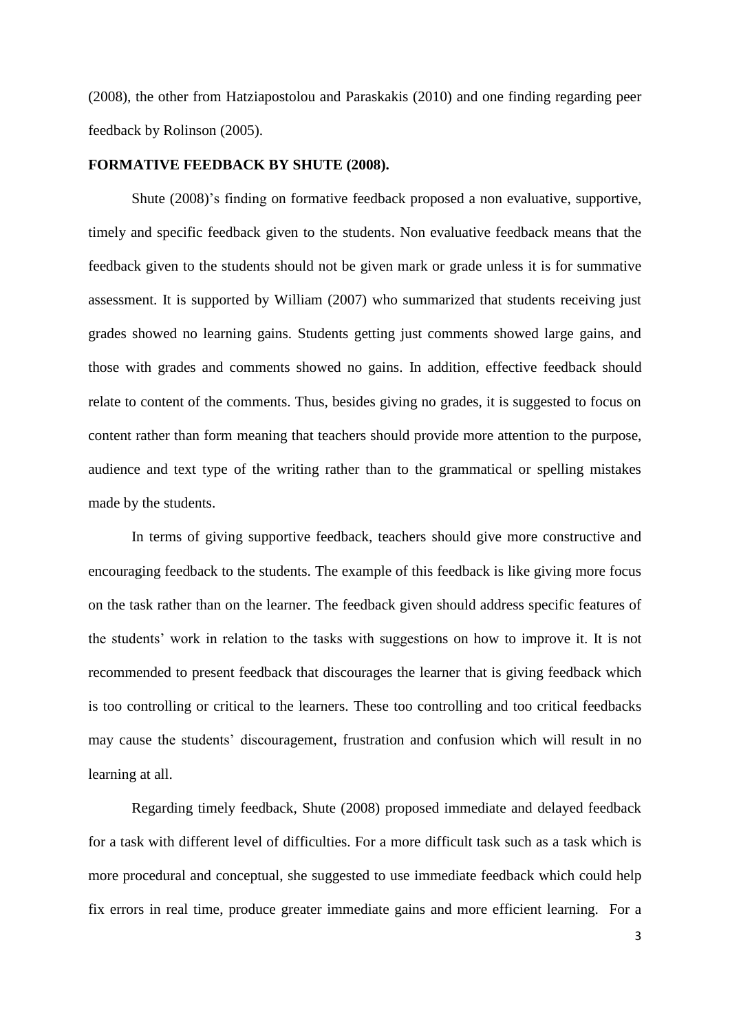(2008), the other from Hatziapostolou and Paraskakis (2010) and one finding regarding peer feedback by Rolinson (2005).

**FORMATIVE FEEDBACK BY SHUTE (2008).**

Shute (2008)'s finding on formative feedback proposed a non evaluative, supportive, timely and specific feedback given to the students. Non evaluative feedback means that the feedback given to the students should not be given mark or grade unless it is for summative assessment. It is supported by William (2007) who summarized that students receiving just grades showed no learning gains. Students getting just comments showed large gains, and those with grades and comments showed no gains. In addition, effective feedback should relate to content of the comments. Thus, besides giving no grades, it is suggested to focus on content rather than form meaning that teachers should provide more attention to the purpose, audience and text type of the writing rather than to the grammatical or spelling mistakes made by the students.

In terms of giving supportive feedback, teachers should give more constructive and encouraging feedback to the students. The example of this feedback is like giving more focus on the task rather than on the learner. The feedback given should address specific features of the students' work in relation to the tasks with suggestions on how to improve it. It is not recommended to present feedback that discourages the learner that is giving feedback which is too controlling or critical to the learners. These too controlling and too critical feedbacks may cause the students' discouragement, frustration and confusion which will result in no learning at all.

Regarding timely feedback, Shute (2008) proposed immediate and delayed feedback for a task with different level of difficulties. For a more difficult task such as a task which is more procedural and conceptual, she suggested to use immediate feedback which could help fix errors in real time, produce greater immediate gains and more efficient learning. For a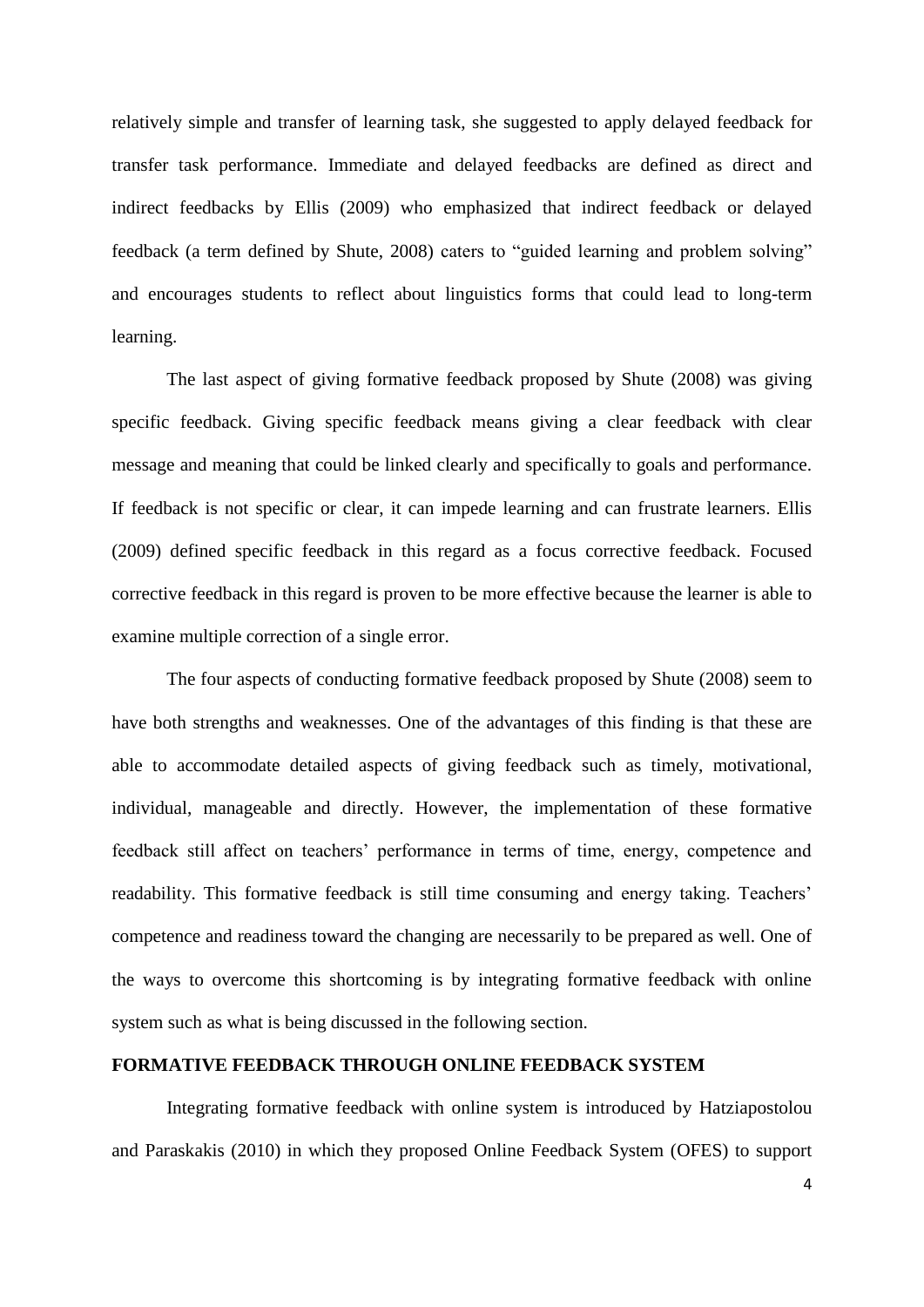relatively simple and transfer of learning task, she suggested to apply delayed feedback for transfer task performance. Immediate and delayed feedbacks are defined as direct and indirect feedbacks by Ellis (2009) who emphasized that indirect feedback or delayed feedback (a term defined by Shute, 2008) caters to "guided learning and problem solving" and encourages students to reflect about linguistics forms that could lead to long-term learning.

The last aspect of giving formative feedback proposed by Shute (2008) was giving specific feedback. Giving specific feedback means giving a clear feedback with clear message and meaning that could be linked clearly and specifically to goals and performance. If feedback is not specific or clear, it can impede learning and can frustrate learners. Ellis (2009) defined specific feedback in this regard as a focus corrective feedback. Focused corrective feedback in this regard is proven to be more effective because the learner is able to examine multiple correction of a single error.

The four aspects of conducting formative feedback proposed by Shute (2008) seem to have both strengths and weaknesses. One of the advantages of this finding is that these are able to accommodate detailed aspects of giving feedback such as timely, motivational, individual, manageable and directly. However, the implementation of these formative feedback still affect on teachers' performance in terms of time, energy, competence and readability. This formative feedback is still time consuming and energy taking. Teachers' competence and readiness toward the changing are necessarily to be prepared as well. One of the ways to overcome this shortcoming is by integrating formative feedback with online system such as what is being discussed in the following section.

## FORMATIVE FEEDBACK THROUGH ONLINE FEEDBACK SYSTEM

Integrating formative feedback with online system is introduced by Hatziapostolou and Paraskakis (2010) in which they proposed Online Feedback System (OFES) to support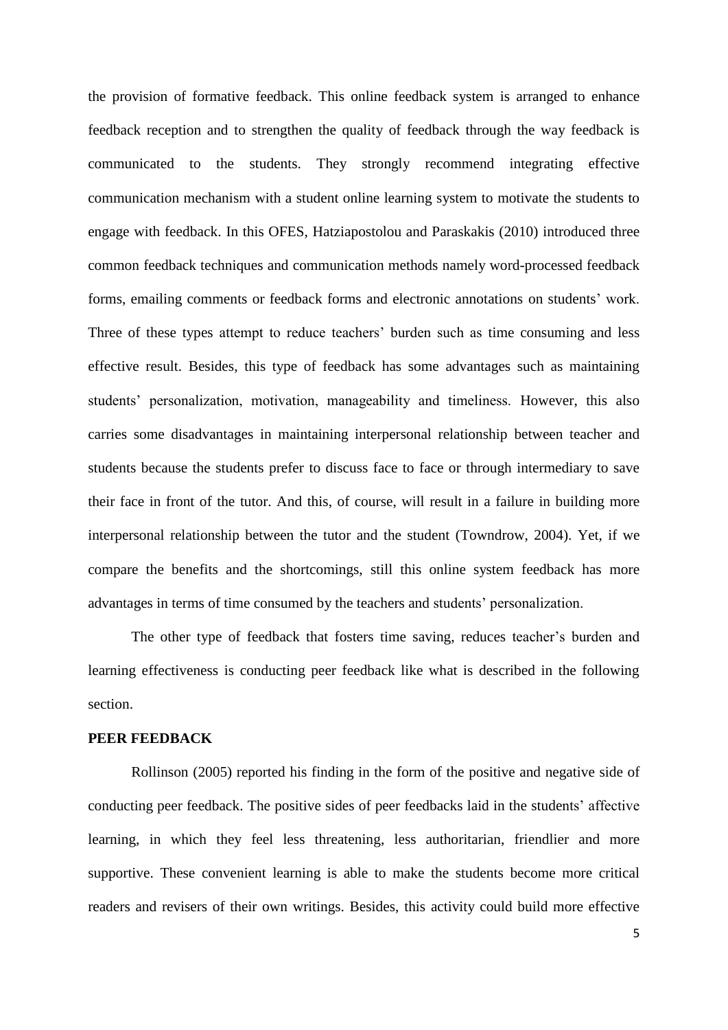the provision of formative feedback. This online feedback system is arranged to enhance feedback reception and to strengthen the quality of feedback through the way feedback is communicated to the students. They strongly recommend integrating effective communication mechanism with a student online learning system to motivate the students to engage with feedback. In this OFES, Hatziapostolou and Paraskakis (2010) introduced three common feedback techniques and communication methods namely word-processed feedback forms, emailing comments or feedback forms and electronic annotations on students' work. Three of these types attempt to reduce teachers' burden such as time consuming and less effective result. Besides, this type of feedback has some advantages such as maintaining students' personalization, motivation, manageability and timeliness. However, this also carries some disadvantages in maintaining interpersonal relationship between teacher and students because the students prefer to discuss face to face or through intermediary to save their face in front of the tutor. And this, of course, will result in a failure in building more interpersonal relationship between the tutor and the student (Towndrow, 2004). Yet, if we compare the benefits and the shortcomings, still this online system feedback has more advantages in terms of time consumed by the teachers and students' personalization.

The other type of feedback that fosters time saving, reduces teacher's burden and learning effectiveness is conducting peer feedback like what is described in the following section.

**PEER FEEDBACK**

Rollinson (2005) reported his finding in the form of the positive and negative side of conducting peer feedback. The positive sides of peer feedbacks laid in the students' affective learning, in which they feel less threatening, less authoritarian, friendlier and more supportive. These convenient learning is able to make the students become more critical readers and revisers of their own writings. Besides, this activity could build more effective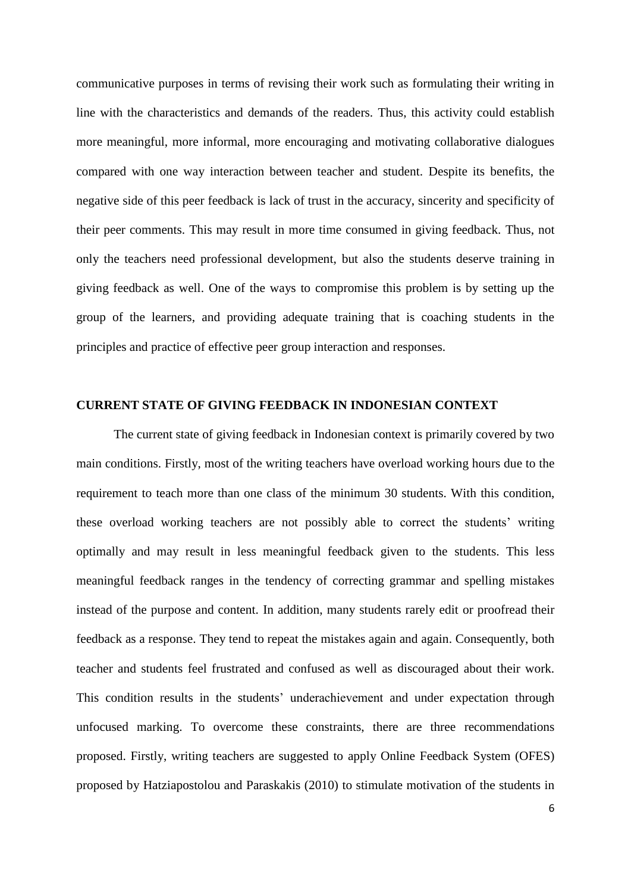communicative purposes in terms of revising their work such as formulating their writing in line with the characteristics and demands of the readers. Thus, this activity could establish more meaningful, more informal, more encouraging and motivating collaborative dialogues compared with one way interaction between teacher and student. Despite its benefits, the negative side of this peer feedback is lack of trust in the accuracy, sincerity and specificity of their peer comments. This may result in more time consumed in giving feedback. Thus, not only the teachers need professional development, but also the students deserve training in giving feedback as well. One of the ways to compromise this problem is by setting up the group of the learners, and providing adequate training that is coaching students in the principles and practice of effective peer group interaction and responses.

## CURRENT STATE OF GIVING FEEDBACK IN INDONESIAN CONTEXT

The current state of giving feedback in Indonesian context is primarily covered by two main conditions. Firstly, most of the writing teachers have overload working hours due to the requirement to teach more than one class of the minimum 30 students. With this condition, these overload working teachers are not possibly able to correct the students' writing optimally and may result in less meaningful feedback given to the students. This less meaningful feedback ranges in the tendency of correcting grammar and spelling mistakes instead of the purpose and content. In addition, many students rarely edit or proofread their feedback as a response. They tend to repeat the mistakes again and again. Consequently, both teacher and students feel frustrated and confused as well as discouraged about their work. This condition results in the students' underachievement and under expectation through unfocused marking. To overcome these constraints, there are three recommendations proposed. Firstly, writing teachers are suggested to apply Online Feedback System (OFES) proposed by Hatziapostolou and Paraskakis (2010) to stimulate motivation of the students in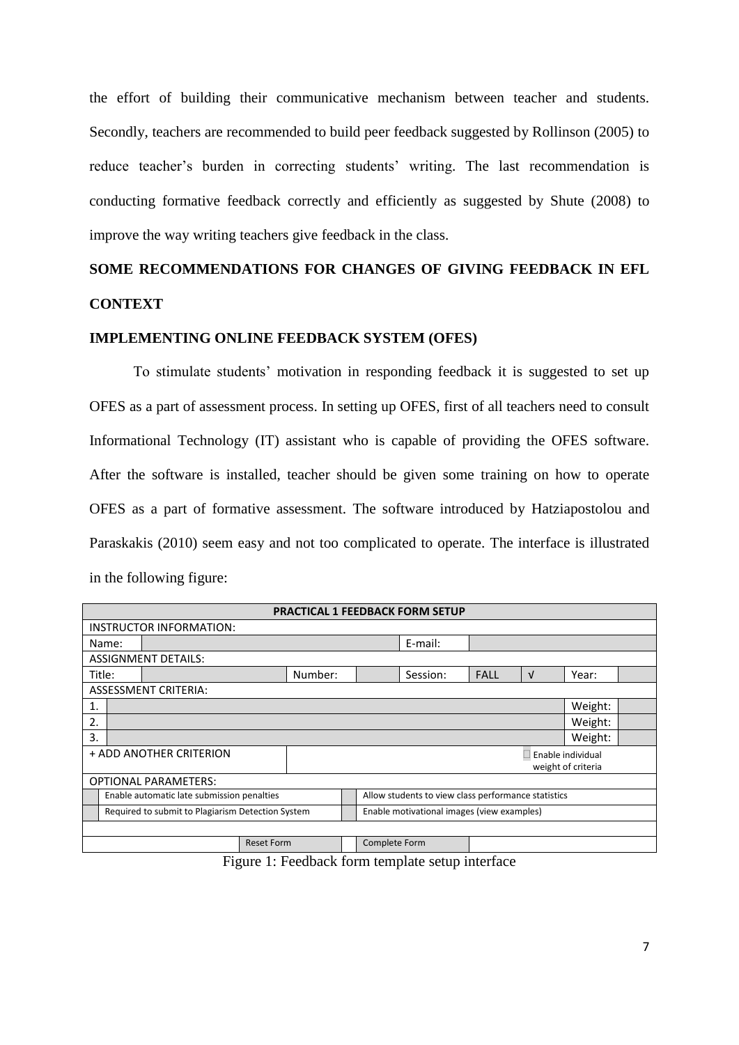the effort of building their communicative mechanism between teacher and students. Secondly, teachers are recommended to build peer feedback suggested by Rollinson (2005) to reduce teacher's burden in correcting students' writing. The last recommendation is conducting formative feedback correctly and efficiently as suggested by Shute (2008) to improve the way writing teachers give feedback in the class.

## SOME RECOMMENDATIONS FOR CHANGES OF GIVING FEEDBACK IN EFL CONTEXT

### IMPLEMENTING ONLINE FEEDBACK SYSTEM (OFES)

To stimulate students' motivation in responding feedback it is suggested to set up OFES as a part of assessment process. In setting up OFES, first of all teachers need to consult Informational Technology (IT) assistant who is capable of providing the OFES software. After the software is installed, teacher should be given some training on how to operate OFES as a part of formative assessment. The software introduced by Hatziapostolou and Paraskakis (2010) seem easy and not too complicated to operate. The interface is illustrated in the following figure:

| PRACTICAL 1 FEEDBACK FORM SETUP | | | | | | | |
|---|---|---|---|---|---|---|---|
| INSTRUCTOR INFORMATION: | | | | | | | |
| Name: | | | | E-mail: | | | |
| ASSIGNMENT DETAILS: | | | | | | | |
| Title: | | Number: | | Session: | FALL | √ | Year: |
| ASSESSMENT CRITERIA: | | | | | | | |
| 1. | | | | | | | Weight: |
| 2. | | | | | | | Weight: |
| 3. | | | | | | | Weight: |
| + ADD ANOTHER CRITERION | | | | | | | ☐ Enable individual weight of criteria |
| OPTIONAL PARAMETERS: | | | | | | | |
| ☐ Enable automatic late submission penalties | | | ☐ Allow students to view class performance statistics | | | | |
| ☐ Required to submit to Plagiarism Detection System | | | ☐ Enable motivational images (view examples) | | | | |
| | | Reset Form | | Complete Form | | | |

Figure 1: Feedback form template setup interface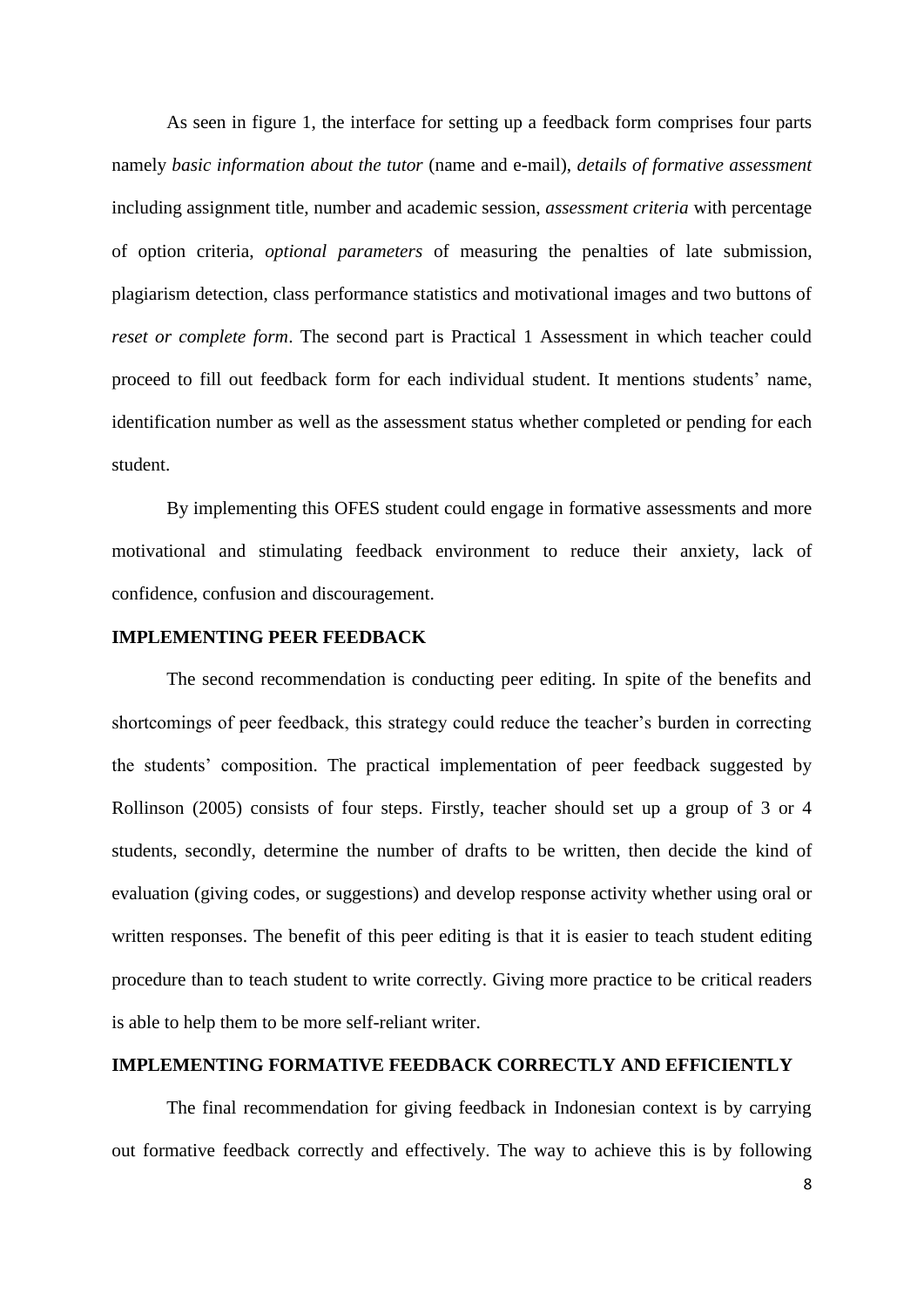As seen in figure 1, the interface for setting up a feedback form comprises four parts namely *basic information about the tutor* (name and e-mail), *details of formative assessment* including assignment title, number and academic session, *assessment criteria* with percentage of option criteria, *optional parameters* of measuring the penalties of late submission, plagiarism detection, class performance statistics and motivational images and two buttons of *reset or complete form*. The second part is Practical 1 Assessment in which teacher could proceed to fill out feedback form for each individual student. It mentions students' name, identification number as well as the assessment status whether completed or pending for each student.

By implementing this OFES student could engage in formative assessments and more motivational and stimulating feedback environment to reduce their anxiety, lack of confidence, confusion and discouragement.

## IMPLEMENTING PEER FEEDBACK

The second recommendation is conducting peer editing. In spite of the benefits and shortcomings of peer feedback, this strategy could reduce the teacher's burden in correcting the students' composition. The practical implementation of peer feedback suggested by Rollinson (2005) consists of four steps. Firstly, teacher should set up a group of 3 or 4 students, secondly, determine the number of drafts to be written, then decide the kind of evaluation (giving codes, or suggestions) and develop response activity whether using oral or written responses. The benefit of this peer editing is that it is easier to teach student editing procedure than to teach student to write correctly. Giving more practice to be critical readers is able to help them to be more self-reliant writer.

## IMPLEMENTING FORMATIVE FEEDBACK CORRECTLY AND EFFICIENTLY

The final recommendation for giving feedback in Indonesian context is by carrying out formative feedback correctly and effectively. The way to achieve this is by following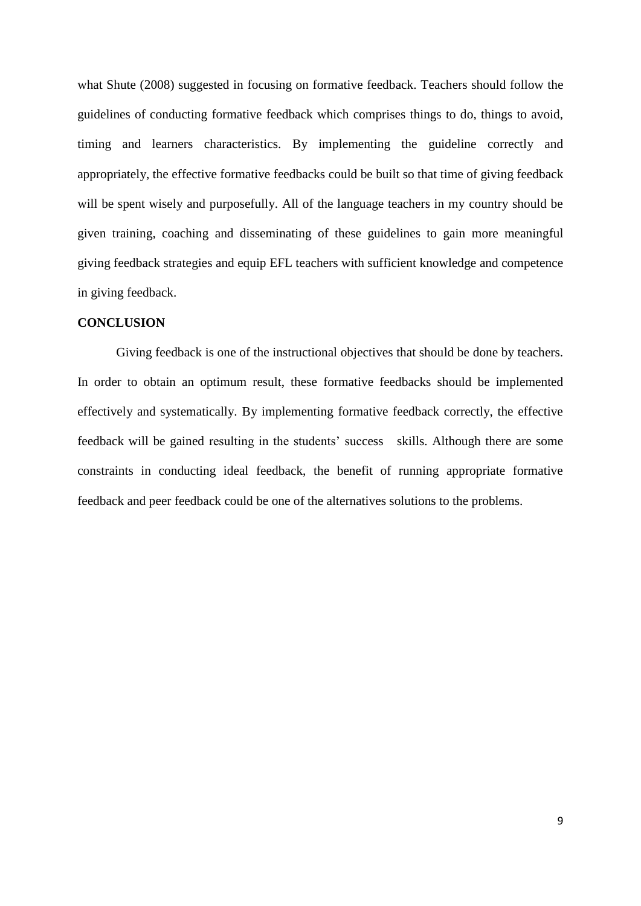what Shute (2008) suggested in focusing on formative feedback. Teachers should follow the guidelines of conducting formative feedback which comprises things to do, things to avoid, timing and learners characteristics. By implementing the guideline correctly and appropriately, the effective formative feedbacks could be built so that time of giving feedback will be spent wisely and purposefully. All of the language teachers in my country should be given training, coaching and disseminating of these guidelines to gain more meaningful giving feedback strategies and equip EFL teachers with sufficient knowledge and competence in giving feedback.

**CONCLUSION**

Giving feedback is one of the instructional objectives that should be done by teachers. In order to obtain an optimum result, these formative feedbacks should be implemented effectively and systematically. By implementing formative feedback correctly, the effective feedback will be gained resulting in the students' success skills. Although there are some constraints in conducting ideal feedback, the benefit of running appropriate formative feedback and peer feedback could be one of the alternatives solutions to the problems.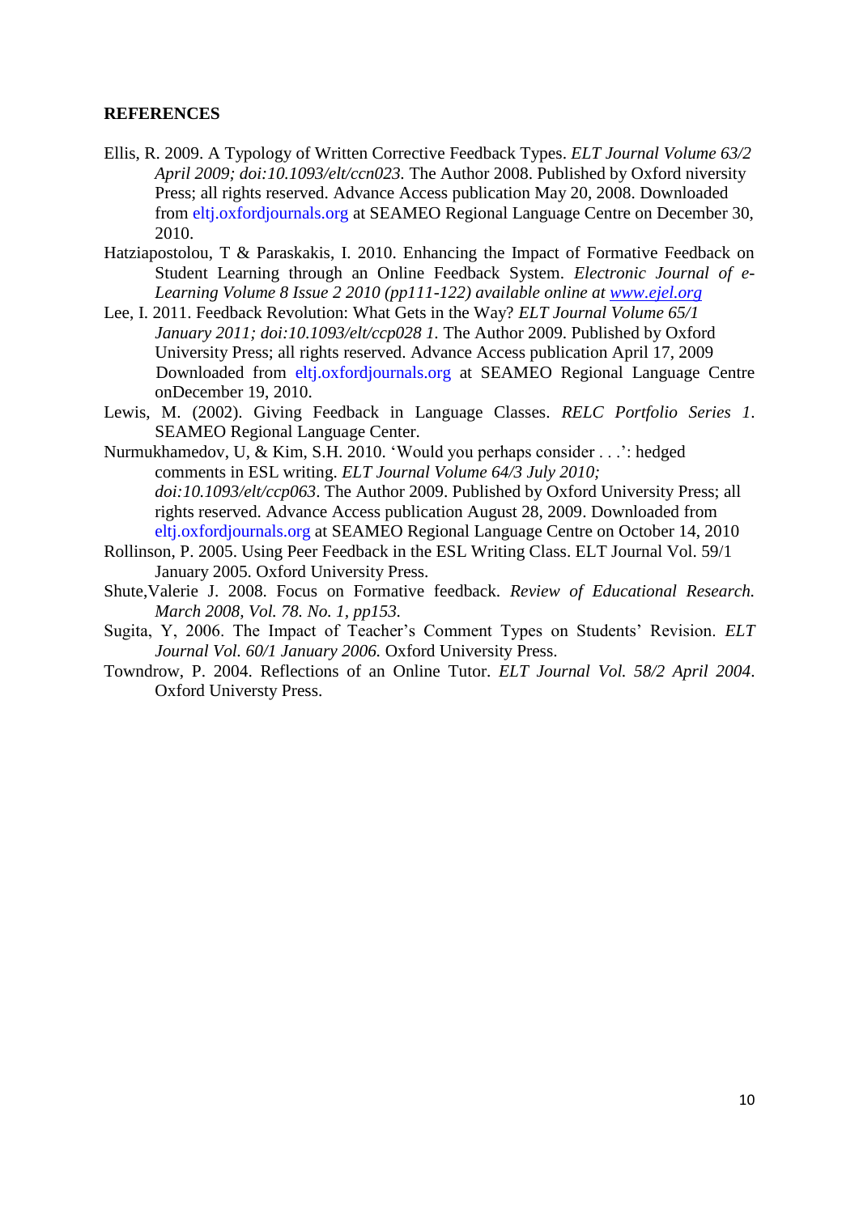**REFERENCES**

Ellis, R. 2009. A Typology of Written Corrective Feedback Types. *ELT Journal Volume 63/2 April 2009; doi:10.1093/elt/ccn023.* The Author 2008. Published by Oxford niversity Press; all rights reserved. Advance Access publication May 20, 2008. Downloaded from eltj.oxfordjournals.org at SEAMEO Regional Language Centre on December 30, 2010.

Hatziapostolou, T & Paraskakis, I. 2010. Enhancing the Impact of Formative Feedback on Student Learning through an Online Feedback System. *Electronic Journal of e-Learning Volume 8 Issue 2 2010 (pp111-122) available online at www.ejel.org*

Lee, I. 2011. Feedback Revolution: What Gets in the Way? *ELT Journal Volume 65/1 January 2011; doi:10.1093/elt/ccp028 1.* The Author 2009. Published by Oxford University Press; all rights reserved. Advance Access publication April 17, 2009 Downloaded from eltj.oxfordjournals.org at SEAMEO Regional Language Centre onDecember 19, 2010.

Lewis, M. (2002). Giving Feedback in Language Classes. *RELC Portfolio Series 1*. SEAMEO Regional Language Center.

Nurmukhamedov, U, & Kim, S.H. 2010. 'Would you perhaps consider . . .': hedged comments in ESL writing. *ELT Journal Volume 64/3 July 2010; doi:10.1093/elt/ccp063*. The Author 2009. Published by Oxford University Press; all rights reserved. Advance Access publication August 28, 2009. Downloaded from eltj.oxfordjournals.org at SEAMEO Regional Language Centre on October 14, 2010

Rollinson, P. 2005. Using Peer Feedback in the ESL Writing Class. ELT Journal Vol. 59/1 January 2005. Oxford University Press.

Shute,Valerie J. 2008. Focus on Formative feedback. *Review of Educational Research. March 2008, Vol. 78. No. 1, pp153.*

Sugita, Y, 2006. The Impact of Teacher's Comment Types on Students' Revision. *ELT Journal Vol. 60/1 January 2006.* Oxford University Press.

Towndrow, P. 2004. Reflections of an Online Tutor. *ELT Journal Vol. 58/2 April 2004*. Oxford Universty Press.